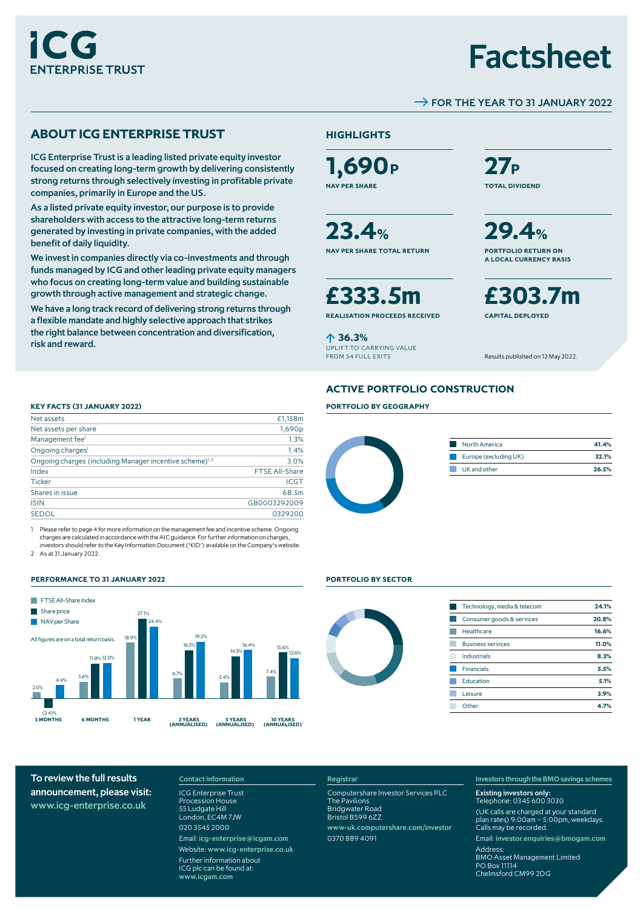# ICG ENTERPRISE TRUST

# Factsheet

→ FOR THE YEAR TO 31 JANUARY 2022

## ABOUT ICG ENTERPRISE TRUST

ICG Enterprise Trust is a leading listed private equity investor focused on creating long-term growth by delivering consistently strong returns through selectively investing in profitable private companies, primarily in Europe and the US.

As a listed private equity investor, our purpose is to provide shareholders with access to the attractive long-term returns generated by investing in private companies, with the added benefit of daily liquidity.

We invest in companies directly via co-investments and through funds managed by ICG and other leading private equity managers who focus on creating long-term value and building sustainable growth through active management and strategic change.

We have a long track record of delivering strong returns through a flexible mandate and highly selective approach that strikes the right balance between concentration and diversification, risk and reward.

## HIGHLIGHTS

**1,690p**
NAV PER SHARE

**27p**
TOTAL DIVIDEND

**23.4%**
NAV PER SHARE TOTAL RETURN

**29.4%**
PORTFOLIO RETURN ON A LOCAL CURRENCY BASIS

**£333.5m**
REALISATION PROCEEDS RECEIVED

**£303.7m**
CAPITAL DEPLOYED

↑ **36.3%**
UPLIFT TO CARRYING VALUE FROM 54 FULL EXITS

Results published on 12 May 2022.

### KEY FACTS (31 JANUARY 2022)

| | |
|---|---|
| Net assets | £1,158m |
| Net assets per share | 1,690p |
| Management fee[1] | 1.3% |
| Ongoing charges[1] | 1.4% |
| Ongoing charges (including Manager incentive scheme)[1,2] | 3.0% |
| Index | FTSE All-Share |
| Ticker | ICGT |
| Shares in issue | 68.5m |
| ISIN | GB0003292009 |
| SEDOL | 0329200 |

1 Please refer to page 4 for more information on the management fee and incentive scheme. Ongoing charges are calculated in accordance with the AIC guidance. For further information on charges, investors should refer to the Key Information Document ("KID") available on the Company's website.
2 As at 31 January 2022.

### PERFORMANCE TO 31 JANUARY 2022

FTSE All-Share Index
Share price
NAV per Share

All figures are on a total return basis.

3 MONTHS: 2.0% (3.4)% 4.4%
6 MONTHS: 5.6% 11.8% 12.0%
1 YEAR: 18.9% 27.1% 24.4%
3 YEARS (ANNUALISED): 6.7% 16.3% 19.2%
5 YEARS (ANNUALISED): 5.4% 14.3% 16.4%
10 YEARS (ANNUALISED): 7.4% 15.6% 13.6%

## ACTIVE PORTFOLIO CONSTRUCTION

### PORTFOLIO BY GEOGRAPHY

| | |
|---|---|
| North America | 41.4% |
| Europe (excluding UK) | 32.1% |
| UK and other | 26.5% |

### PORTFOLIO BY SECTOR

| | |
|---|---|
| Technology, media & telecom | 24.1% |
| Consumer goods & services | 20.8% |
| Healthcare | 16.6% |
| Business services | 11.0% |
| Industrials | 8.3% |
| Financials | 5.5% |
| Education | 5.1% |
| Leisure | 3.9% |
| Other | 4.7% |

**To review the full results announcement, please visit:**
www.icg-enterprise.co.uk

**Contact information**

ICG Enterprise Trust
Procession House
55 Ludgate Hill
London, EC4M 7JW
020 3545 2000
Email: icg-enterprise@icgam.com
Website: www.icg-enterprise.co.uk
Further information about ICG plc can be found at: www.icgam.com

**Registrar**

Computershare Investor Services PLC
The Pavilions
Bridgwater Road
Bristol BS99 6ZZ
www-uk.computershare.com/investor
0370 889 4091

**Investors through the BMO savings schemes**

**Existing investors only:**
Telephone: 0345 600 3030
(UK calls are charged at your standard plan rates) 9:00am – 5:00pm, weekdays. Calls may be recorded.
Email: investor.enquiries@bmogam.com
Address:
BMO Asset Management Limited
PO Box 11114
Chelmsford CM99 2DG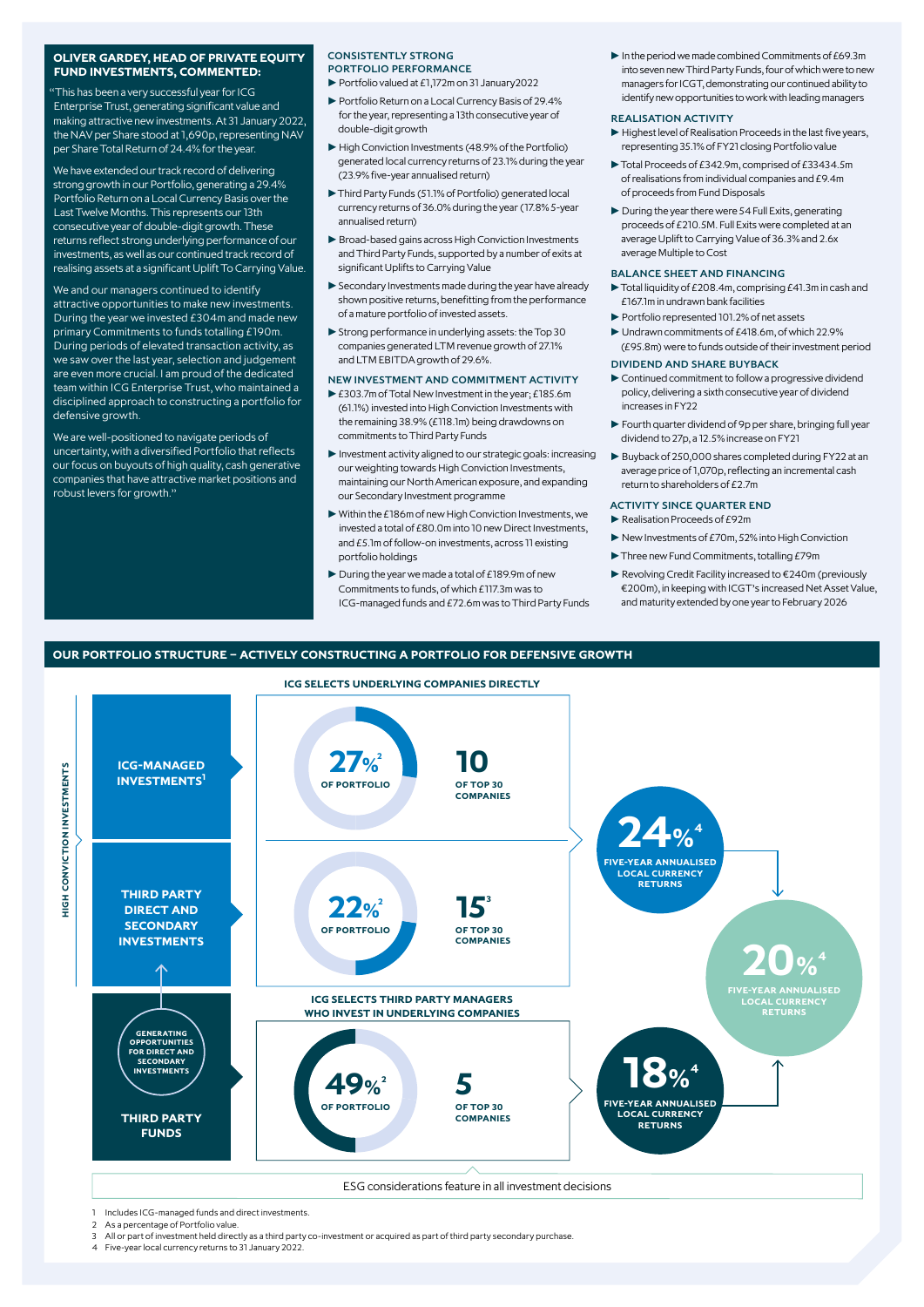**OLIVER GARDEY, HEAD OF PRIVATE EQUITY FUND INVESTMENTS, COMMENTED:**

"This has been a very successful year for ICG Enterprise Trust, generating significant value and making attractive new investments. At 31 January 2022, the NAV per Share stood at 1,690p, representing NAV per Share Total Return of 24.4% for the year.

We have extended our track record of delivering strong growth in our Portfolio, generating a 29.4% Portfolio Return on a Local Currency Basis over the Last Twelve Months. This represents our 13th consecutive year of double-digit growth. These returns reflect strong underlying performance of our investments, as well as our continued track record of realising assets at a significant Uplift To Carrying Value.

We and our managers continued to identify attractive opportunities to make new investments. During the year we invested £304m and made new primary Commitments to funds totalling £190m. During periods of elevated transaction activity, as we saw over the last year, selection and judgement are even more crucial. I am proud of the dedicated team within ICG Enterprise Trust, who maintained a disciplined approach to constructing a portfolio for defensive growth.

We are well-positioned to navigate periods of uncertainty, with a diversified Portfolio that reflects our focus on buyouts of high quality, cash generative companies that have attractive market positions and robust levers for growth."

### CONSISTENTLY STRONG PORTFOLIO PERFORMANCE

- Portfolio valued at £1,172m on 31 January2022
- Portfolio Return on a Local Currency Basis of 29.4% for the year, representing a 13th consecutive year of double-digit growth
- High Conviction Investments (48.9% of the Portfolio) generated local currency returns of 23.1% during the year (23.9% five-year annualised return)
- Third Party Funds (51.1% of Portfolio) generated local currency returns of 36.0% during the year (17.8% 5-year annualised return)
- Broad-based gains across High Conviction Investments and Third Party Funds, supported by a number of exits at significant Uplifts to Carrying Value
- Secondary Investments made during the year have already shown positive returns, benefitting from the performance of a mature portfolio of invested assets.
- Strong performance in underlying assets: the Top 30 companies generated LTM revenue growth of 27.1% and LTM EBITDA growth of 29.6%.

### NEW INVESTMENT AND COMMITMENT ACTIVITY

- £303.7m of Total New Investment in the year; £185.6m (61.1%) invested into High Conviction Investments with the remaining 38.9% (£118.1m) being drawdowns on commitments to Third Party Funds
- Investment activity aligned to our strategic goals: increasing our weighting towards High Conviction Investments, maintaining our North American exposure, and expanding our Secondary Investment programme
- Within the £186m of new High Conviction Investments, we invested a total of £80.0m into 10 new Direct Investments, and £5.1m of follow-on investments, across 11 existing portfolio holdings
- During the year we made a total of £189.9m of new Commitments to funds, of which £117.3m was to ICG-managed funds and £72.6m was to Third Party Funds
- In the period we made combined Commitments of £69.3m into seven new Third Party Funds, four of which were to new managers for ICGT, demonstrating our continued ability to identify new opportunities to work with leading managers

### REALISATION ACTIVITY

- Highest level of Realisation Proceeds in the last five years, representing 35.1% of FY21 closing Portfolio value
- Total Proceeds of £342.9m, comprised of £33434.5m of realisations from individual companies and £9.4m of proceeds from Fund Disposals
- During the year there were 54 Full Exits, generating proceeds of £210.5M. Full Exits were completed at an average Uplift to Carrying Value of 36.3% and 2.6x average Multiple to Cost

### BALANCE SHEET AND FINANCING

- Total liquidity of £208.4m, comprising £41.3m in cash and £167.1m in undrawn bank facilities
- Portfolio represented 101.2% of net assets
- Undrawn commitments of £418.6m, of which 22.9% (£95.8m) were to funds outside of their investment period

### DIVIDEND AND SHARE BUYBACK

- Continued commitment to follow a progressive dividend policy, delivering a sixth consecutive year of dividend increases in FY22
- Fourth quarter dividend of 9p per share, bringing full year dividend to 27p, a 12.5% increase on FY21
- Buyback of 250,000 shares completed during FY22 at an average price of 1,070p, reflecting an incremental cash return to shareholders of £2.7m

### ACTIVITY SINCE QUARTER END

- Realisation Proceeds of £92m
- New Investments of £70m, 52% into High Conviction
- Three new Fund Commitments, totalling £79m
- Revolving Credit Facility increased to €240m (previously €200m), in keeping with ICGT's increased Net Asset Value, and maturity extended by one year to February 2026

## OUR PORTFOLIO STRUCTURE – ACTIVELY CONSTRUCTING A PORTFOLIO FOR DEFENSIVE GROWTH

HIGH CONVICTION INVESTMENTS

ICG SELECTS UNDERLYING COMPANIES DIRECTLY

ICG-MANAGED INVESTMENTS[1]

27%[2] OF PORTFOLIO

10 OF TOP 30 COMPANIES

THIRD PARTY DIRECT AND SECONDARY INVESTMENTS

22%[2] OF PORTFOLIO

15[3] OF TOP 30 COMPANIES

24%[4] FIVE-YEAR ANNUALISED LOCAL CURRENCY RETURNS

20%[4] FIVE-YEAR ANNUALISED LOCAL CURRENCY RETURNS

ICG SELECTS THIRD PARTY MANAGERS WHO INVEST IN UNDERLYING COMPANIES

GENERATING OPPORTUNITIES FOR DIRECT AND SECONDARY INVESTMENTS

THIRD PARTY FUNDS

49%[2] OF PORTFOLIO

5 OF TOP 30 COMPANIES

18%[4] FIVE-YEAR ANNUALISED LOCAL CURRENCY RETURNS

ESG considerations feature in all investment decisions

1 Includes ICG-managed funds and direct investments.
2 As a percentage of Portfolio value.
3 All or part of investment held directly as a third party co-investment or acquired as part of third party secondary purchase.
4 Five-year local currency returns to 31 January 2022.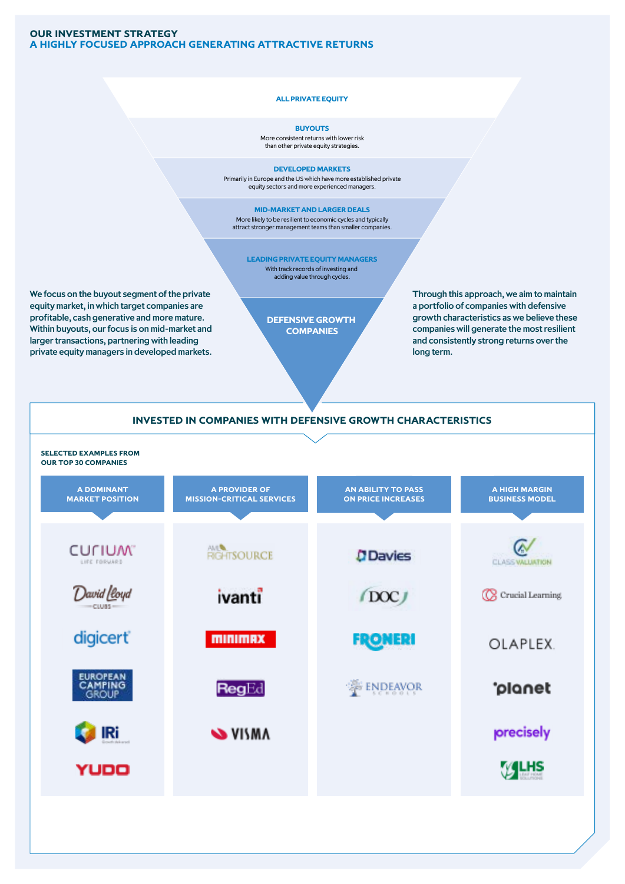# OUR INVESTMENT STRATEGY
## A HIGHLY FOCUSED APPROACH GENERATING ATTRACTIVE RETURNS

**ALL PRIVATE EQUITY**

**BUYOUTS**
More consistent returns with lower risk than other private equity strategies.

**DEVELOPED MARKETS**
Primarily in Europe and the US which have more established private equity sectors and more experienced managers.

**MID-MARKET AND LARGER DEALS**
More likely to be resilient to economic cycles and typically attract stronger management teams than smaller companies.

**LEADING PRIVATE EQUITY MANAGERS**
With track records of investing and adding value through cycles.

**DEFENSIVE GROWTH COMPANIES**

We focus on the buyout segment of the private equity market, in which target companies are profitable, cash generative and more mature. Within buyouts, our focus is on mid-market and larger transactions, partnering with leading private equity managers in developed markets.

Through this approach, we aim to maintain a portfolio of companies with defensive growth characteristics as we believe these companies will generate the most resilient and consistently strong returns over the long term.

## INVESTED IN COMPANIES WITH DEFENSIVE GROWTH CHARACTERISTICS

**SELECTED EXAMPLES FROM OUR TOP 30 COMPANIES**

| A DOMINANT MARKET POSITION | A PROVIDER OF MISSION-CRITICAL SERVICES | AN ABILITY TO PASS ON PRICE INCREASES | A HIGH MARGIN BUSINESS MODEL |
|---|---|---|---|
| Curium | AML RightSource | Davies | Class Valuation |
| David Lloyd Clubs | ivanti | DOC | Crucial Learning |
| digicert | minimax | Froneri | Olaplex |
| European Camping Group | RegEd | Endeavor Schools | planet |
| IRi | Visma | | precisely |
| YUDO | | | LHS |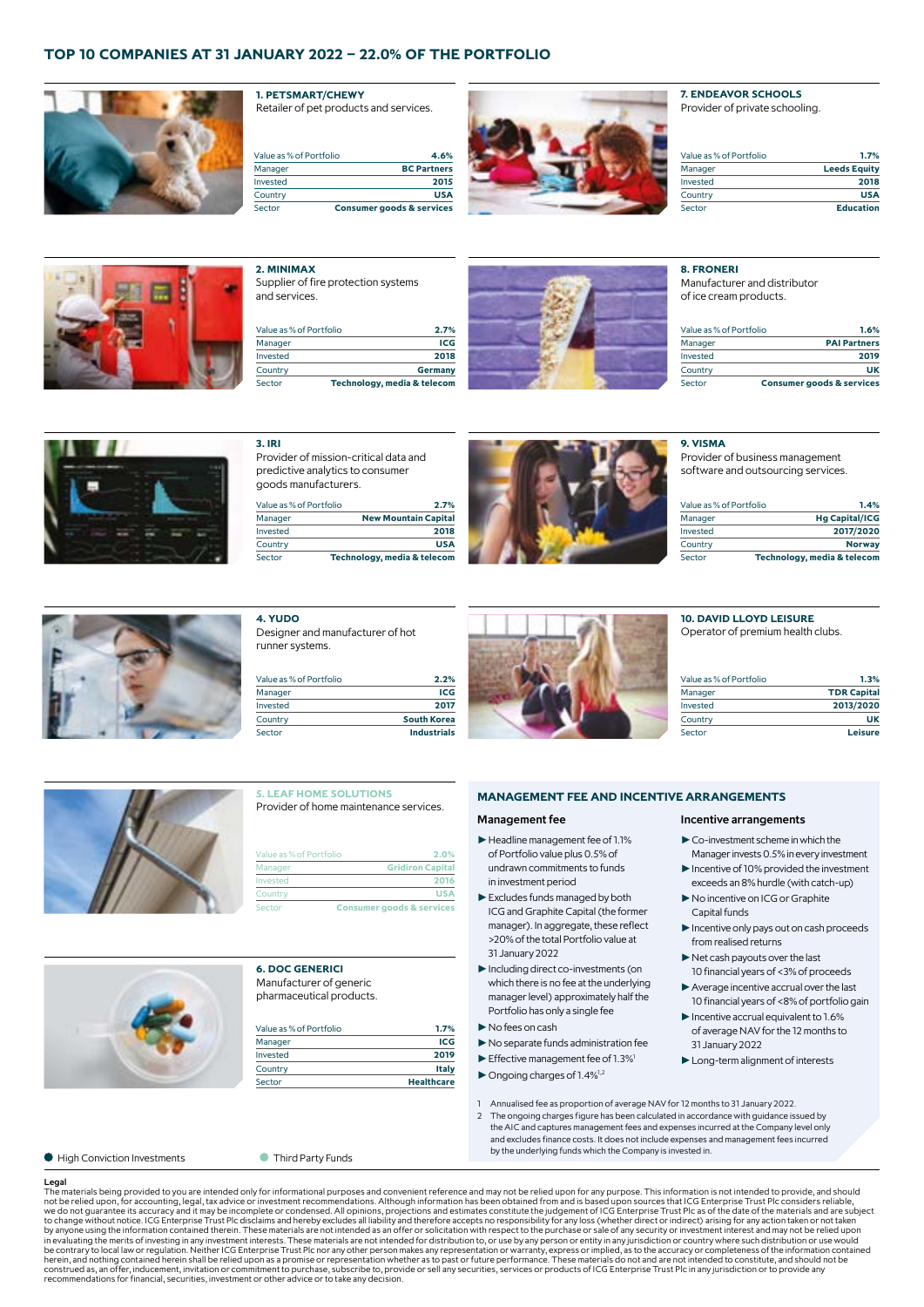## TOP 10 COMPANIES AT 31 JANUARY 2022 – 22.0% OF THE PORTFOLIO

### 1. PETSMART/CHEWY

Retailer of pet products and services.

| | |
|---|---|
| Value as % of Portfolio | 4.6% |
| Manager | BC Partners |
| Invested | 2015 |
| Country | USA |
| Sector | Consumer goods & services |

### 2. MINIMAX

Supplier of fire protection systems and services.

| | |
|---|---|
| Value as % of Portfolio | 2.7% |
| Manager | ICG |
| Invested | 2018 |
| Country | Germany |
| Sector | Technology, media & telecom |

### 3. IRI

Provider of mission-critical data and predictive analytics to consumer goods manufacturers.

| | |
|---|---|
| Value as % of Portfolio | 2.7% |
| Manager | New Mountain Capital |
| Invested | 2018 |
| Country | USA |
| Sector | Technology, media & telecom |

### 4. YUDO

Designer and manufacturer of hot runner systems.

| | |
|---|---|
| Value as % of Portfolio | 2.2% |
| Manager | ICG |
| Invested | 2017 |
| Country | South Korea |
| Sector | Industrials |

### 5. LEAF HOME SOLUTIONS

Provider of home maintenance services.

| | |
|---|---|
| Value as % of Portfolio | 2.0% |
| Manager | Gridiron Capital |
| Invested | 2016 |
| Country | USA |
| Sector | Consumer goods & services |

### 6. DOC GENERICI

Manufacturer of generic pharmaceutical products.

| | |
|---|---|
| Value as % of Portfolio | 1.7% |
| Manager | ICG |
| Invested | 2019 |
| Country | Italy |
| Sector | Healthcare |

### 7. ENDEAVOR SCHOOLS

Provider of private schooling.

| | |
|---|---|
| Value as % of Portfolio | 1.7% |
| Manager | Leeds Equity |
| Invested | 2018 |
| Country | USA |
| Sector | Education |

### 8. FRONERI

Manufacturer and distributor of ice cream products.

| | |
|---|---|
| Value as % of Portfolio | 1.6% |
| Manager | PAI Partners |
| Invested | 2019 |
| Country | UK |
| Sector | Consumer goods & services |

### 9. VISMA

Provider of business management software and outsourcing services.

| | |
|---|---|
| Value as % of Portfolio | 1.4% |
| Manager | Hg Capital/ICG |
| Invested | 2017/2020 |
| Country | Norway |
| Sector | Technology, media & telecom |

### 10. DAVID LLOYD LEISURE

Operator of premium health clubs.

| | |
|---|---|
| Value as % of Portfolio | 1.3% |
| Manager | TDR Capital |
| Invested | 2013/2020 |
| Country | UK |
| Sector | Leisure |

● High Conviction Investments ● Third Party Funds

## MANAGEMENT FEE AND INCENTIVE ARRANGEMENTS

### Management fee

- Headline management fee of 1.1% of Portfolio value plus 0.5% of undrawn commitments to funds in investment period
- Excludes funds managed by both ICG and Graphite Capital (the former manager). In aggregate, these reflect >20% of the total Portfolio value at 31 January 2022
- Including direct co-investments (on which there is no fee at the underlying manager level) approximately half the Portfolio has only a single fee
- No fees on cash
- No separate funds administration fee
- Effective management fee of 1.3%[1]
- Ongoing charges of 1.4%[1,2]

### Incentive arrangements

- Co-investment scheme in which the Manager invests 0.5% in every investment
- Incentive of 10% provided the investment exceeds an 8% hurdle (with catch-up)
- No incentive on ICG or Graphite Capital funds
- Incentive only pays out on cash proceeds from realised returns
- Net cash payouts over the last 10 financial years of <3% of proceeds
- Average incentive accrual over the last 10 financial years of <8% of portfolio gain
- Incentive accrual equivalent to 1.6% of average NAV for the 12 months to 31 January 2022
- Long-term alignment of interests

1 Annualised fee as proportion of average NAV for 12 months to 31 January 2022.

2 The ongoing charges figure has been calculated in accordance with guidance issued by the AIC and captures management fees and expenses incurred at the Company level only and excludes finance costs. It does not include expenses and management fees incurred by the underlying funds which the Company is invested in.

**Legal**

The materials being provided to you are intended only for informational purposes and convenient reference and may not be relied upon for any purpose. This information is not intended to provide, and should not be relied upon, for accounting, legal, tax advice or investment recommendations. Although information has been obtained from and is based upon sources that ICG Enterprise Trust Plc considers reliable, we do not guarantee its accuracy and it may be incomplete or condensed. All opinions, projections and estimates constitute the judgement of ICG Enterprise Trust Plc as of the date of the materials and are subject to change without notice. ICG Enterprise Trust Plc disclaims and hereby excludes all liability and therefore accepts no responsibility for any loss (whether direct or indirect) arising for any action taken or not taken by anyone using the information contained therein. These materials are not intended as an offer or solicitation with respect to the purchase or sale of any security or investment interest and may not be relied upon in evaluating the merits of investing in any investment interests. These materials are not intended for distribution to, or use by any person or entity in any jurisdiction or country where such distribution or use would be contrary to local law or regulation. Neither ICG Enterprise Trust Plc nor any other person makes any representation or warranty, express or implied, as to the accuracy or completeness of the information contained herein, and nothing contained herein shall be relied upon as a promise or representation whether as to past or future performance. These materials do not and are not intended to constitute, and should not be construed as, an offer, inducement, invitation or commitment to purchase, subscribe to, provide or sell any securities, services or products of ICG Enterprise Trust Plc in any jurisdiction or to provide any recommendations for financial, securities, investment or other advice or to take any decision.